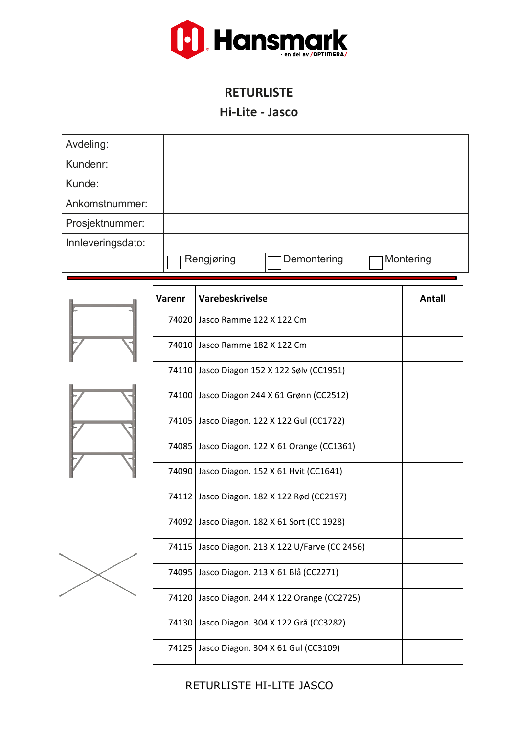# RETURLISTE

## Hi-Lite - Jasco

| | |
|---|---|
| Avdeling: | |
| Kundenr: | |
| Kunde: | |
| Ankomstnummer: | |
| Prosjektnummer: | |
| Innleveringsdato: | |
| | ☐ Rengjøring ☐ Demontering ☐ Montering |

| Varenr | Varebeskrivelse | Antall |
|---|---|---|
| 74020 | Jasco Ramme 122 X 122 Cm | |
| 74010 | Jasco Ramme 182 X 122 Cm | |
| 74110 | Jasco Diagon 152 X 122 Sølv (CC1951) | |
| 74100 | Jasco Diagon 244 X 61 Grønn (CC2512) | |
| 74105 | Jasco Diagon. 122 X 122 Gul (CC1722) | |
| 74085 | Jasco Diagon. 122 X 61 Orange (CC1361) | |
| 74090 | Jasco Diagon. 152 X 61 Hvit (CC1641) | |
| 74112 | Jasco Diagon. 182 X 122 Rød (CC2197) | |
| 74092 | Jasco Diagon. 182 X 61 Sort (CC 1928) | |
| 74115 | Jasco Diagon. 213 X 122 U/Farve (CC 2456) | |
| 74095 | Jasco Diagon. 213 X 61 Blå (CC2271) | |
| 74120 | Jasco Diagon. 244 X 122 Orange (CC2725) | |
| 74130 | Jasco Diagon. 304 X 122 Grå (CC3282) | |
| 74125 | Jasco Diagon. 304 X 61 Gul (CC3109) | |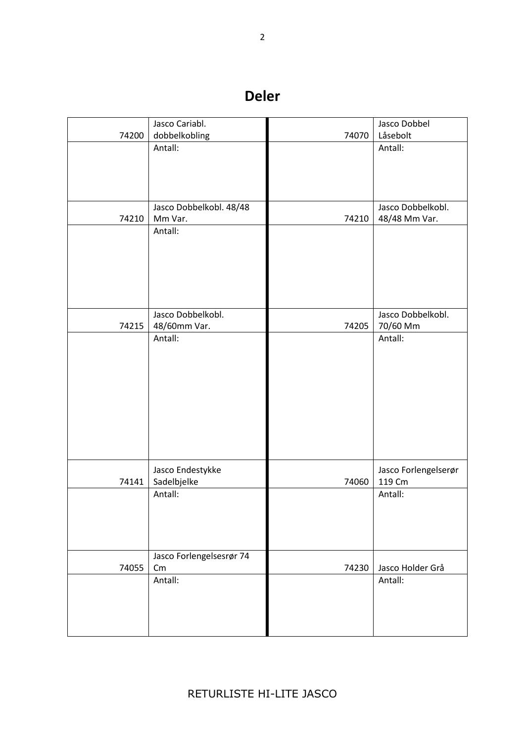# Deler

| | | | |
|---|---|---|---|
| 74200 | Jasco Cariabl. dobbelkobling | 74070 | Jasco Dobbel Låsebolt |
| | Antall: | | Antall: |
| 74210 | Jasco Dobbelkobl. 48/48 Mm Var. | 74210 | Jasco Dobbelkobl. 48/48 Mm Var. |
| | Antall: | | |
| 74215 | Jasco Dobbelkobl. 48/60mm Var. | 74205 | Jasco Dobbelkobl. 70/60 Mm |
| | Antall: | | Antall: |
| 74141 | Jasco Endestykke Sadelbjelke | 74060 | Jasco Forlengelserør 119 Cm |
| | Antall: | | Antall: |
| 74055 | Jasco Forlengelsesrør 74 Cm | 74230 | Jasco Holder Grå |
| | Antall: | | Antall: |

RETURLISTE HI-LITE JASCO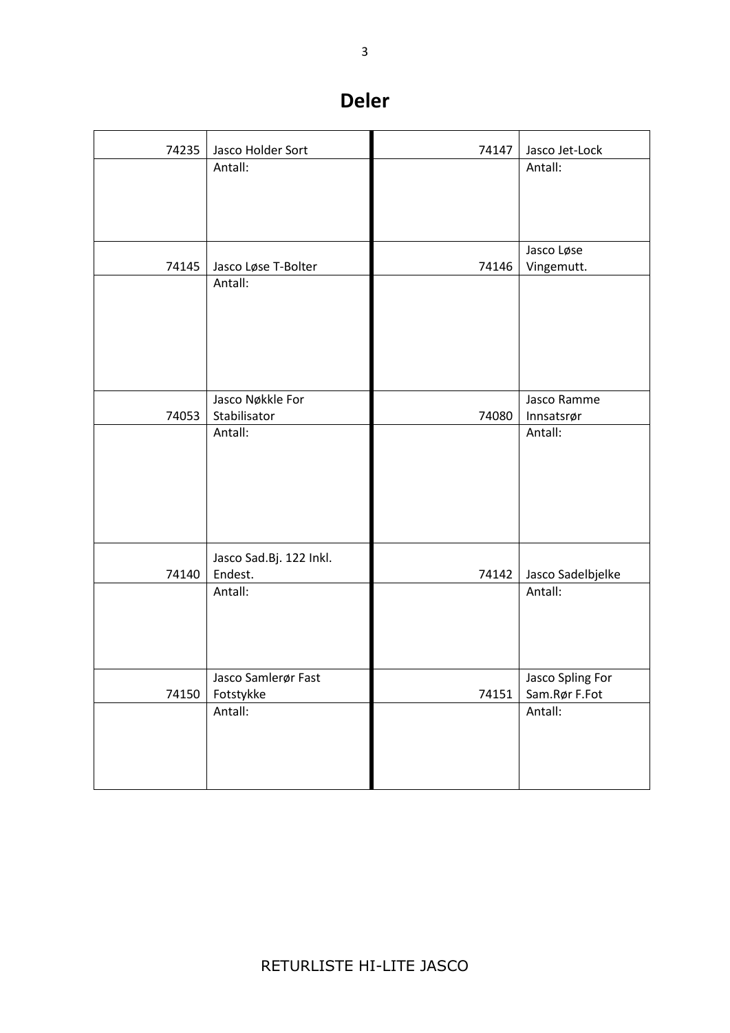# Deler

| | | | |
|---|---|---|---|
| 74235 | Jasco Holder Sort | 74147 | Jasco Jet-Lock |
| | Antall: | | Antall: |
| 74145 | Jasco Løse T-Bolter | 74146 | Jasco Løse Vingemutt. |
| | Antall: | | |
| 74053 | Jasco Nøkkle For Stabilisator | 74080 | Jasco Ramme Innsatsrør |
| | Antall: | | Antall: |
| 74140 | Jasco Sad.Bj. 122 Inkl. Endest. | 74142 | Jasco Sadelbjelke |
| | Antall: | | Antall: |
| 74150 | Jasco Samlerør Fast Fotstykke | 74151 | Jasco Spling For Sam.Rør F.Fot |
| | Antall: | | Antall: |

RETURLISTE HI-LITE JASCO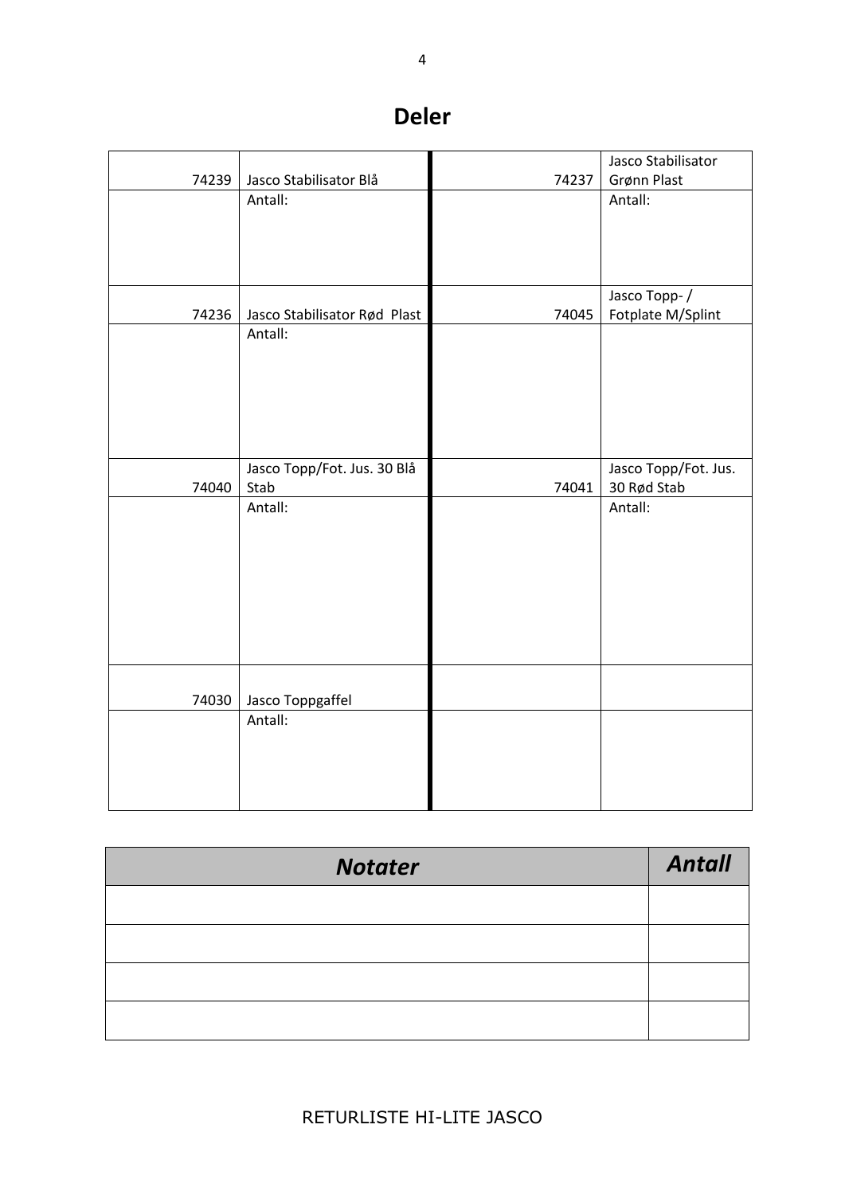# Deler

| | | | |
|---|---|---|---|
| 74239 | Jasco Stabilisator Blå | 74237 | Jasco Stabilisator Grønn Plast |
| | Antall: | | Antall: |
| 74236 | Jasco Stabilisator Rød Plast | 74045 | Jasco Topp- / Fotplate M/Splint |
| | Antall: | | |
| 74040 | Jasco Topp/Fot. Jus. 30 Blå Stab | 74041 | Jasco Topp/Fot. Jus. 30 Rød Stab |
| | Antall: | | Antall: |
| 74030 | Jasco Toppgaffel | | |
| | Antall: | | |

| ***Notater*** | ***Antall*** |
|---|---|
| | |
| | |
| | |
| | |

RETURLISTE HI-LITE JASCO